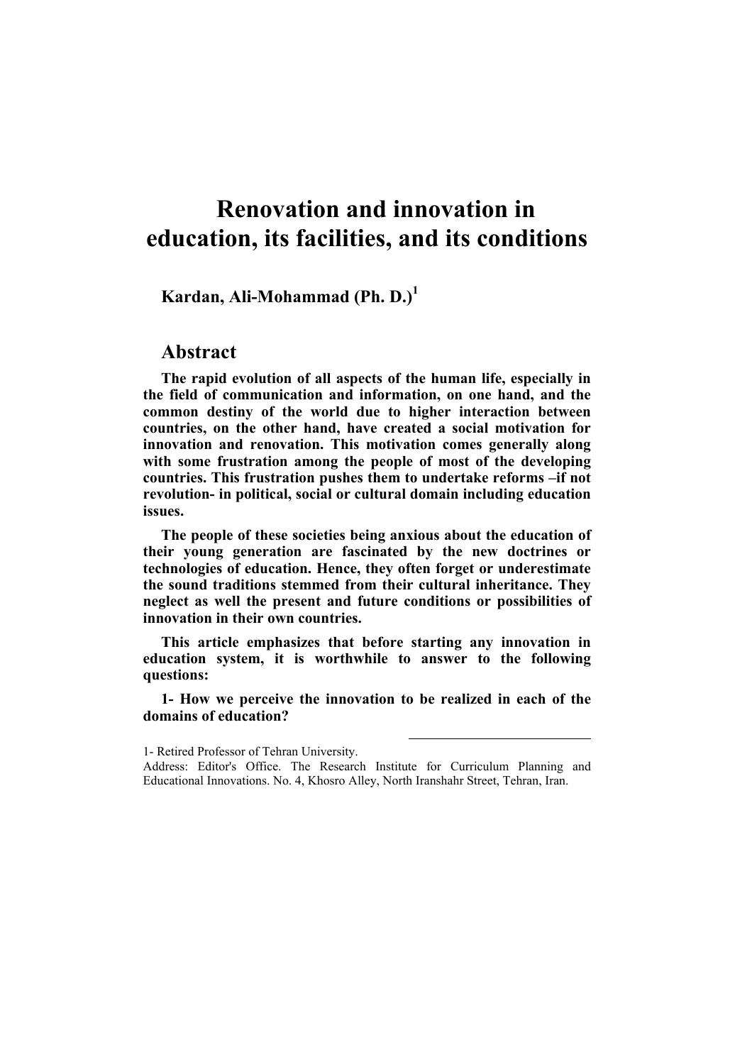# Renovation and innovation in education, its facilities, and its conditions

**Kardan, Ali-Mohammad (Ph. D.)[1]**

## Abstract

**The rapid evolution of all aspects of the human life, especially in the field of communication and information, on one hand, and the common destiny of the world due to higher interaction between countries, on the other hand, have created a social motivation for innovation and renovation. This motivation comes generally along with some frustration among the people of most of the developing countries. This frustration pushes them to undertake reforms –if not revolution- in political, social or cultural domain including education issues.**

**The people of these societies being anxious about the education of their young generation are fascinated by the new doctrines or technologies of education. Hence, they often forget or underestimate the sound traditions stemmed from their cultural inheritance. They neglect as well the present and future conditions or possibilities of innovation in their own countries.**

**This article emphasizes that before starting any innovation in education system, it is worthwhile to answer to the following questions:**

**1- How we perceive the innovation to be realized in each of the domains of education?**

---

1- Retired Professor of Tehran University.

Address: Editor's Office. The Research Institute for Curriculum Planning and Educational Innovations. No. 4, Khosro Alley, North Iranshahr Street, Tehran, Iran.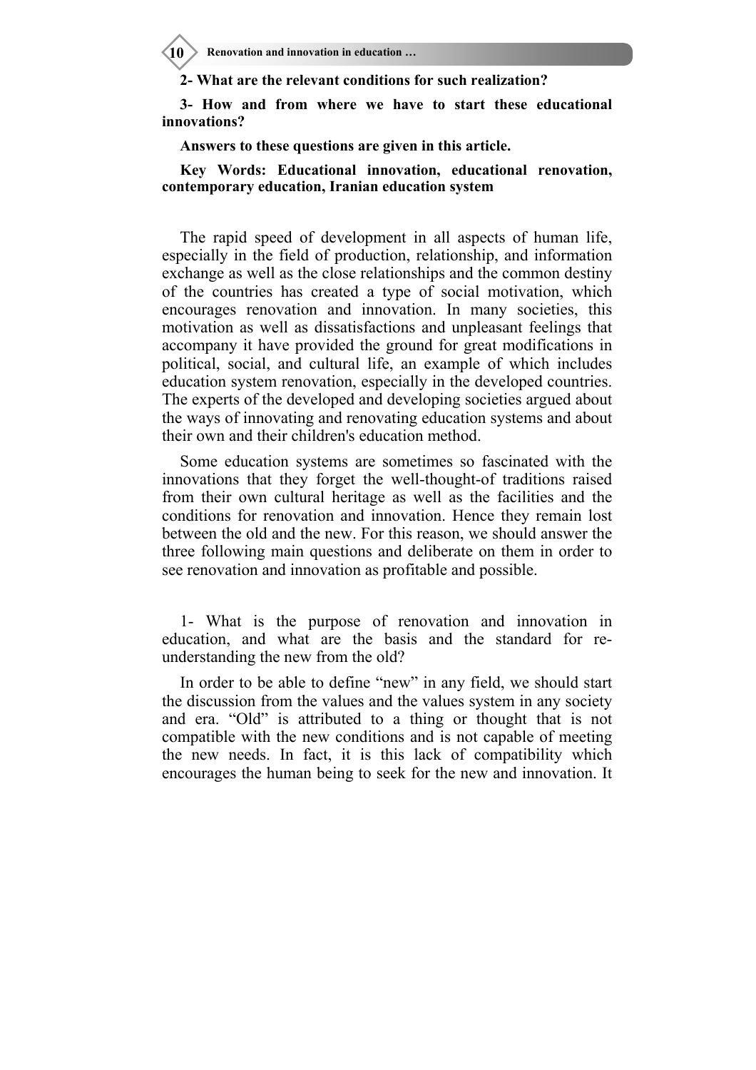**2- What are the relevant conditions for such realization?**

**3- How and from where we have to start these educational innovations?**

**Answers to these questions are given in this article.**

**Key Words: Educational innovation, educational renovation, contemporary education, Iranian education system**

The rapid speed of development in all aspects of human life, especially in the field of production, relationship, and information exchange as well as the close relationships and the common destiny of the countries has created a type of social motivation, which encourages renovation and innovation. In many societies, this motivation as well as dissatisfactions and unpleasant feelings that accompany it have provided the ground for great modifications in political, social, and cultural life, an example of which includes education system renovation, especially in the developed countries. The experts of the developed and developing societies argued about the ways of innovating and renovating education systems and about their own and their children's education method.

Some education systems are sometimes so fascinated with the innovations that they forget the well-thought-of traditions raised from their own cultural heritage as well as the facilities and the conditions for renovation and innovation. Hence they remain lost between the old and the new. For this reason, we should answer the three following main questions and deliberate on them in order to see renovation and innovation as profitable and possible.

1- What is the purpose of renovation and innovation in education, and what are the basis and the standard for re-understanding the new from the old?

In order to be able to define "new" in any field, we should start the discussion from the values and the values system in any society and era. "Old" is attributed to a thing or thought that is not compatible with the new conditions and is not capable of meeting the new needs. In fact, it is this lack of compatibility which encourages the human being to seek for the new and innovation. It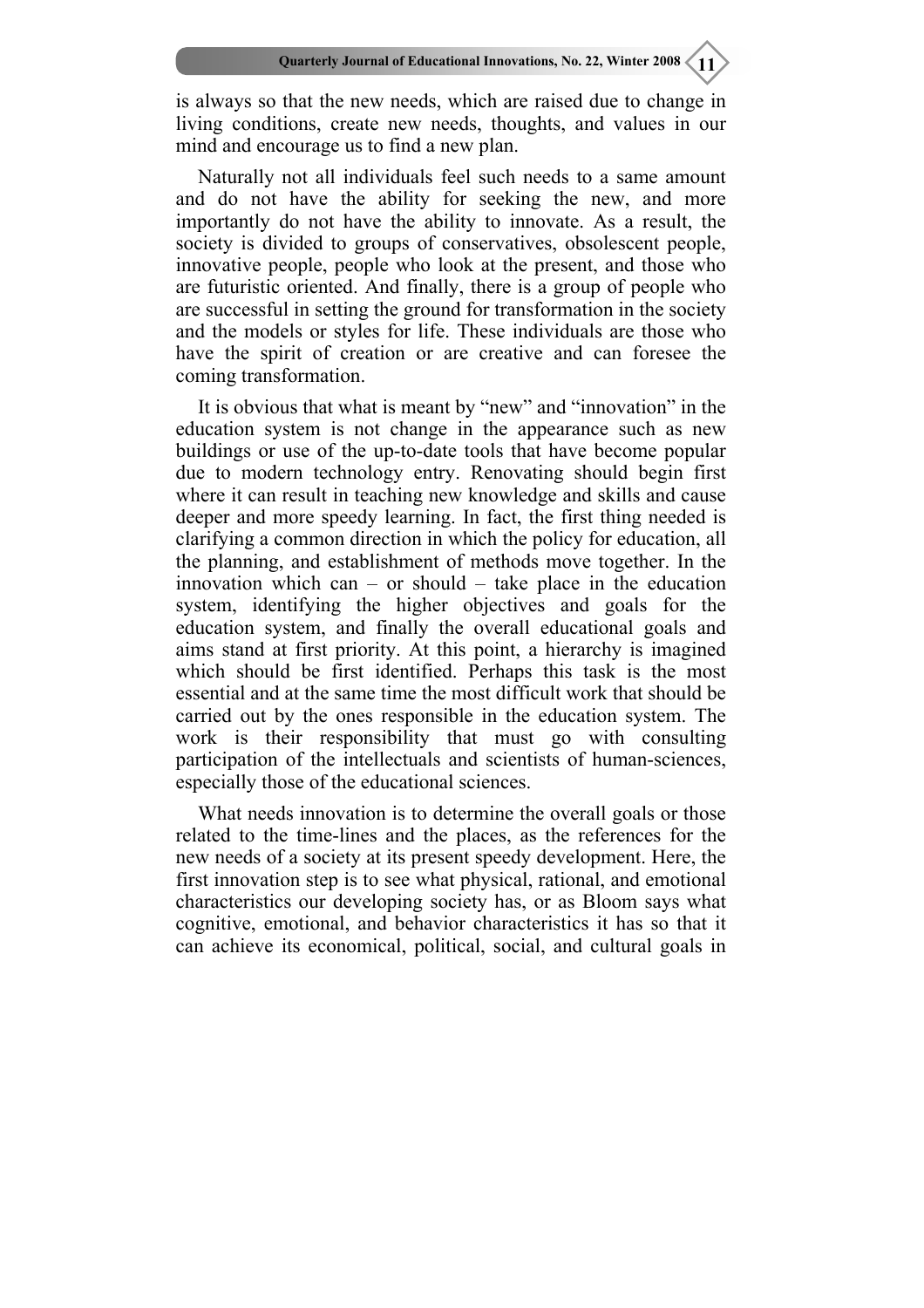is always so that the new needs, which are raised due to change in living conditions, create new needs, thoughts, and values in our mind and encourage us to find a new plan.

Naturally not all individuals feel such needs to a same amount and do not have the ability for seeking the new, and more importantly do not have the ability to innovate. As a result, the society is divided to groups of conservatives, obsolescent people, innovative people, people who look at the present, and those who are futuristic oriented. And finally, there is a group of people who are successful in setting the ground for transformation in the society and the models or styles for life. These individuals are those who have the spirit of creation or are creative and can foresee the coming transformation.

It is obvious that what is meant by "new" and "innovation" in the education system is not change in the appearance such as new buildings or use of the up-to-date tools that have become popular due to modern technology entry. Renovating should begin first where it can result in teaching new knowledge and skills and cause deeper and more speedy learning. In fact, the first thing needed is clarifying a common direction in which the policy for education, all the planning, and establishment of methods move together. In the innovation which can – or should – take place in the education system, identifying the higher objectives and goals for the education system, and finally the overall educational goals and aims stand at first priority. At this point, a hierarchy is imagined which should be first identified. Perhaps this task is the most essential and at the same time the most difficult work that should be carried out by the ones responsible in the education system. The work is their responsibility that must go with consulting participation of the intellectuals and scientists of human-sciences, especially those of the educational sciences.

What needs innovation is to determine the overall goals or those related to the time-lines and the places, as the references for the new needs of a society at its present speedy development. Here, the first innovation step is to see what physical, rational, and emotional characteristics our developing society has, or as Bloom says what cognitive, emotional, and behavior characteristics it has so that it can achieve its economical, political, social, and cultural goals in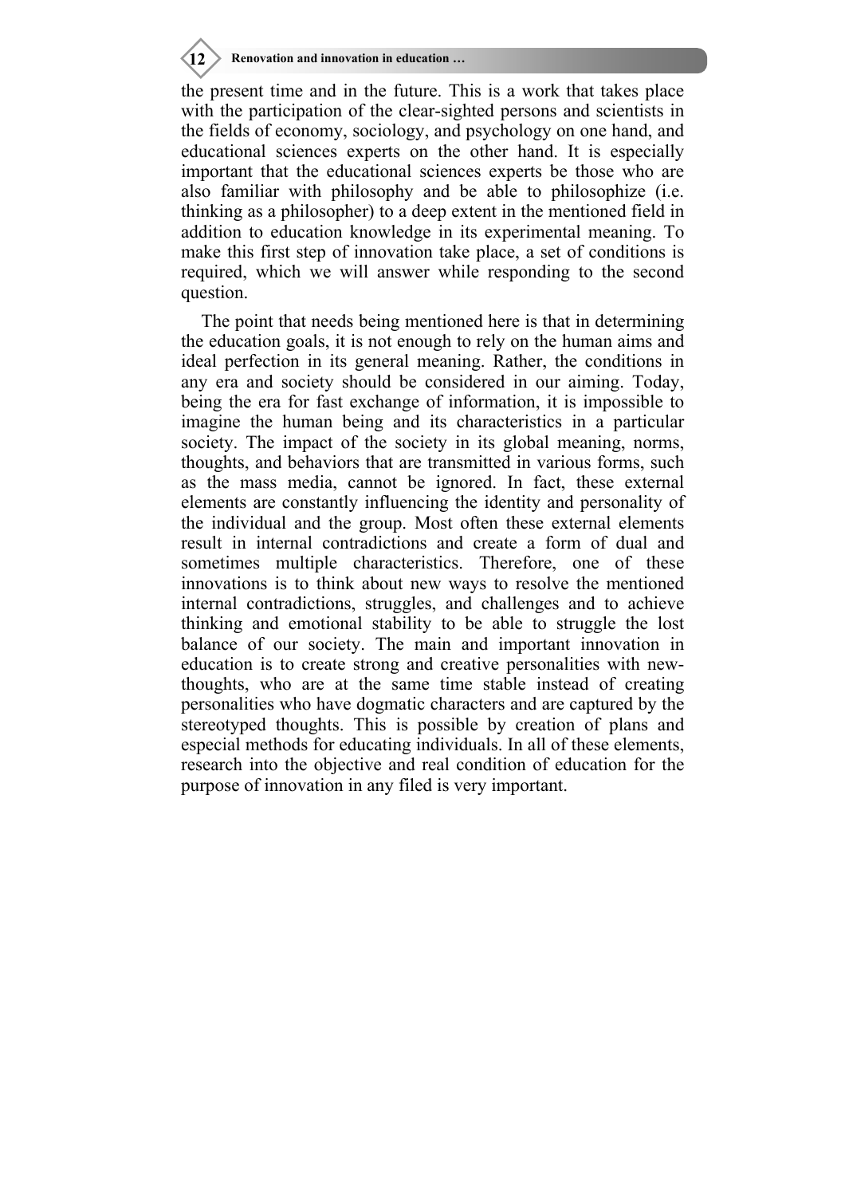the present time and in the future. This is a work that takes place with the participation of the clear-sighted persons and scientists in the fields of economy, sociology, and psychology on one hand, and educational sciences experts on the other hand. It is especially important that the educational sciences experts be those who are also familiar with philosophy and be able to philosophize (i.e. thinking as a philosopher) to a deep extent in the mentioned field in addition to education knowledge in its experimental meaning. To make this first step of innovation take place, a set of conditions is required, which we will answer while responding to the second question.

The point that needs being mentioned here is that in determining the education goals, it is not enough to rely on the human aims and ideal perfection in its general meaning. Rather, the conditions in any era and society should be considered in our aiming. Today, being the era for fast exchange of information, it is impossible to imagine the human being and its characteristics in a particular society. The impact of the society in its global meaning, norms, thoughts, and behaviors that are transmitted in various forms, such as the mass media, cannot be ignored. In fact, these external elements are constantly influencing the identity and personality of the individual and the group. Most often these external elements result in internal contradictions and create a form of dual and sometimes multiple characteristics. Therefore, one of these innovations is to think about new ways to resolve the mentioned internal contradictions, struggles, and challenges and to achieve thinking and emotional stability to be able to struggle the lost balance of our society. The main and important innovation in education is to create strong and creative personalities with new-thoughts, who are at the same time stable instead of creating personalities who have dogmatic characters and are captured by the stereotyped thoughts. This is possible by creation of plans and especial methods for educating individuals. In all of these elements, research into the objective and real condition of education for the purpose of innovation in any filed is very important.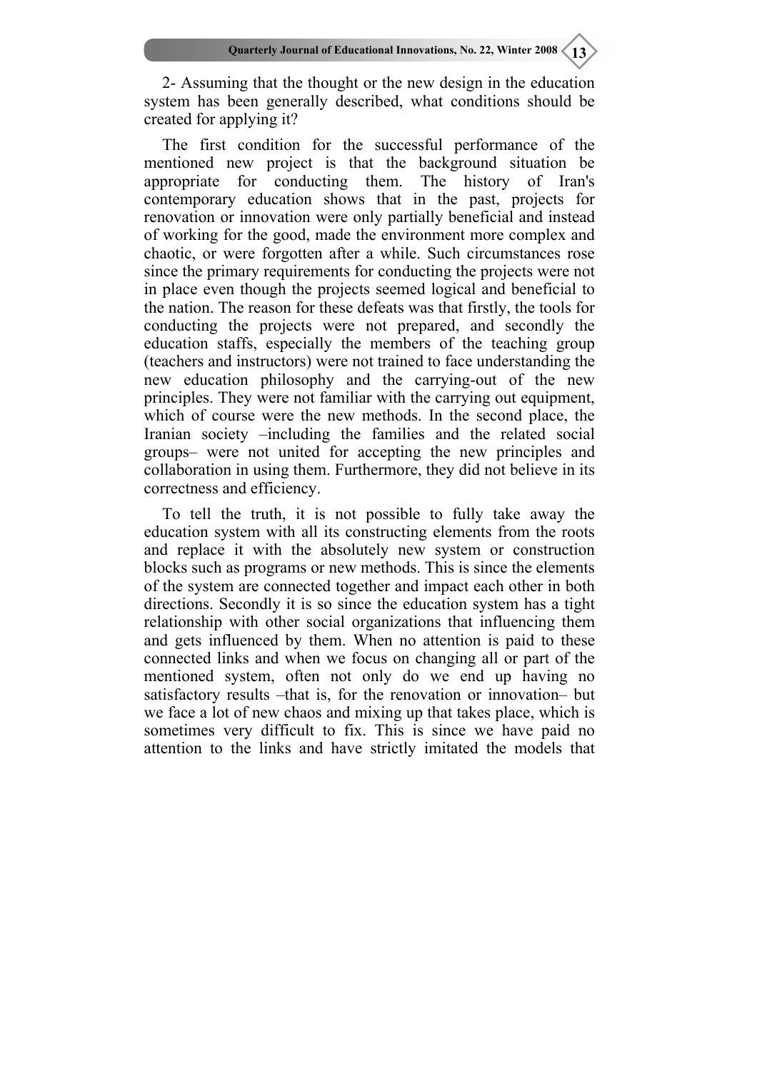2- Assuming that the thought or the new design in the education system has been generally described, what conditions should be created for applying it?

The first condition for the successful performance of the mentioned new project is that the background situation be appropriate for conducting them. The history of Iran's contemporary education shows that in the past, projects for renovation or innovation were only partially beneficial and instead of working for the good, made the environment more complex and chaotic, or were forgotten after a while. Such circumstances rose since the primary requirements for conducting the projects were not in place even though the projects seemed logical and beneficial to the nation. The reason for these defeats was that firstly, the tools for conducting the projects were not prepared, and secondly the education staffs, especially the members of the teaching group (teachers and instructors) were not trained to face understanding the new education philosophy and the carrying-out of the new principles. They were not familiar with the carrying out equipment, which of course were the new methods. In the second place, the Iranian society –including the families and the related social groups– were not united for accepting the new principles and collaboration in using them. Furthermore, they did not believe in its correctness and efficiency.

To tell the truth, it is not possible to fully take away the education system with all its constructing elements from the roots and replace it with the absolutely new system or construction blocks such as programs or new methods. This is since the elements of the system are connected together and impact each other in both directions. Secondly it is so since the education system has a tight relationship with other social organizations that influencing them and gets influenced by them. When no attention is paid to these connected links and when we focus on changing all or part of the mentioned system, often not only do we end up having no satisfactory results –that is, for the renovation or innovation– but we face a lot of new chaos and mixing up that takes place, which is sometimes very difficult to fix. This is since we have paid no attention to the links and have strictly imitated the models that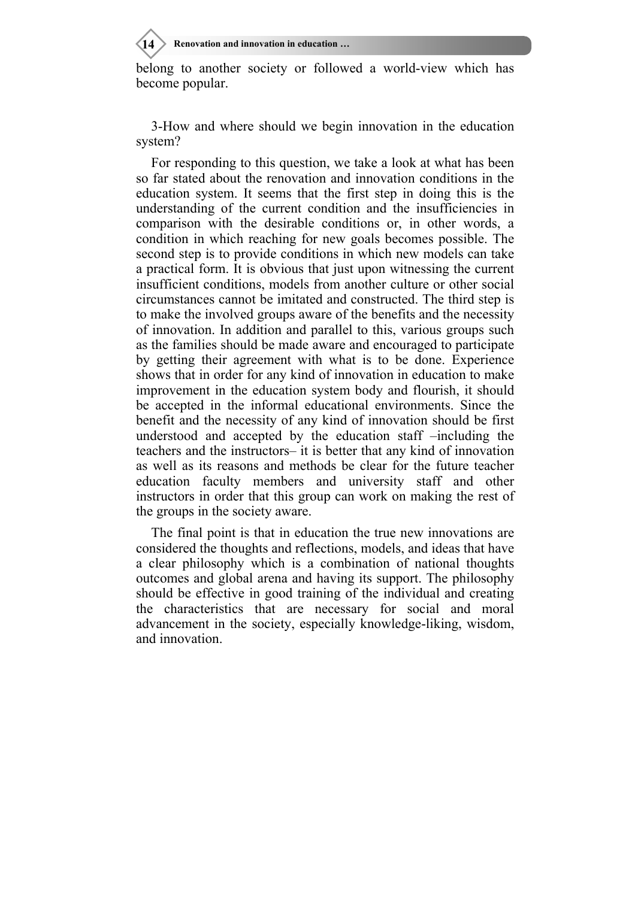belong to another society or followed a world-view which has become popular.

3-How and where should we begin innovation in the education system?

For responding to this question, we take a look at what has been so far stated about the renovation and innovation conditions in the education system. It seems that the first step in doing this is the understanding of the current condition and the insufficiencies in comparison with the desirable conditions or, in other words, a condition in which reaching for new goals becomes possible. The second step is to provide conditions in which new models can take a practical form. It is obvious that just upon witnessing the current insufficient conditions, models from another culture or other social circumstances cannot be imitated and constructed. The third step is to make the involved groups aware of the benefits and the necessity of innovation. In addition and parallel to this, various groups such as the families should be made aware and encouraged to participate by getting their agreement with what is to be done. Experience shows that in order for any kind of innovation in education to make improvement in the education system body and flourish, it should be accepted in the informal educational environments. Since the benefit and the necessity of any kind of innovation should be first understood and accepted by the education staff –including the teachers and the instructors– it is better that any kind of innovation as well as its reasons and methods be clear for the future teacher education faculty members and university staff and other instructors in order that this group can work on making the rest of the groups in the society aware.

The final point is that in education the true new innovations are considered the thoughts and reflections, models, and ideas that have a clear philosophy which is a combination of national thoughts outcomes and global arena and having its support. The philosophy should be effective in good training of the individual and creating the characteristics that are necessary for social and moral advancement in the society, especially knowledge-liking, wisdom, and innovation.